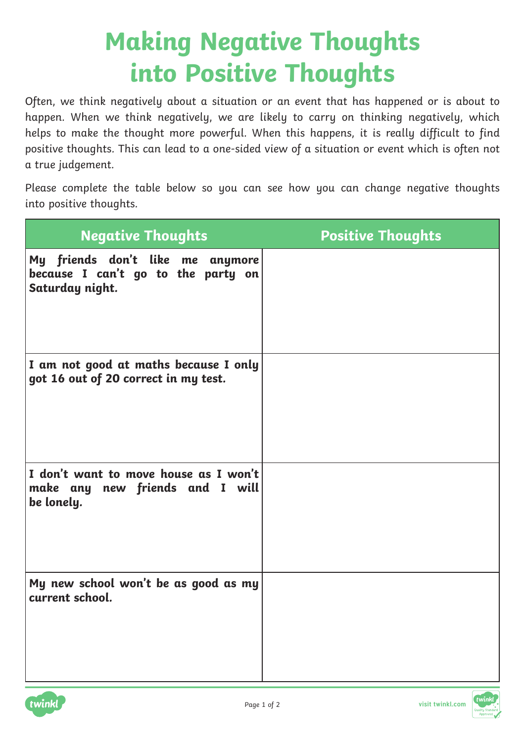# Making Negative Thoughts into Positive Thoughts

Often, we think negatively about a situation or an event that has happened or is about to happen. When we think negatively, we are likely to carry on thinking negatively, which helps to make the thought more powerful. When this happens, it is really difficult to find positive thoughts. This can lead to a one-sided view of a situation or event which is often not a true judgement.

Please complete the table below so you can see how you can change negative thoughts into positive thoughts.

| Negative Thoughts | Positive Thoughts |
| --- | --- |
| **My friends don't like me anymore because I can't go to the party on Saturday night.** | |
| **I am not good at maths because I only got 16 out of 20 correct in my test.** | |
| **I don't want to move house as I won't make any new friends and I will be lonely.** | |
| **My new school won't be as good as my current school.** | |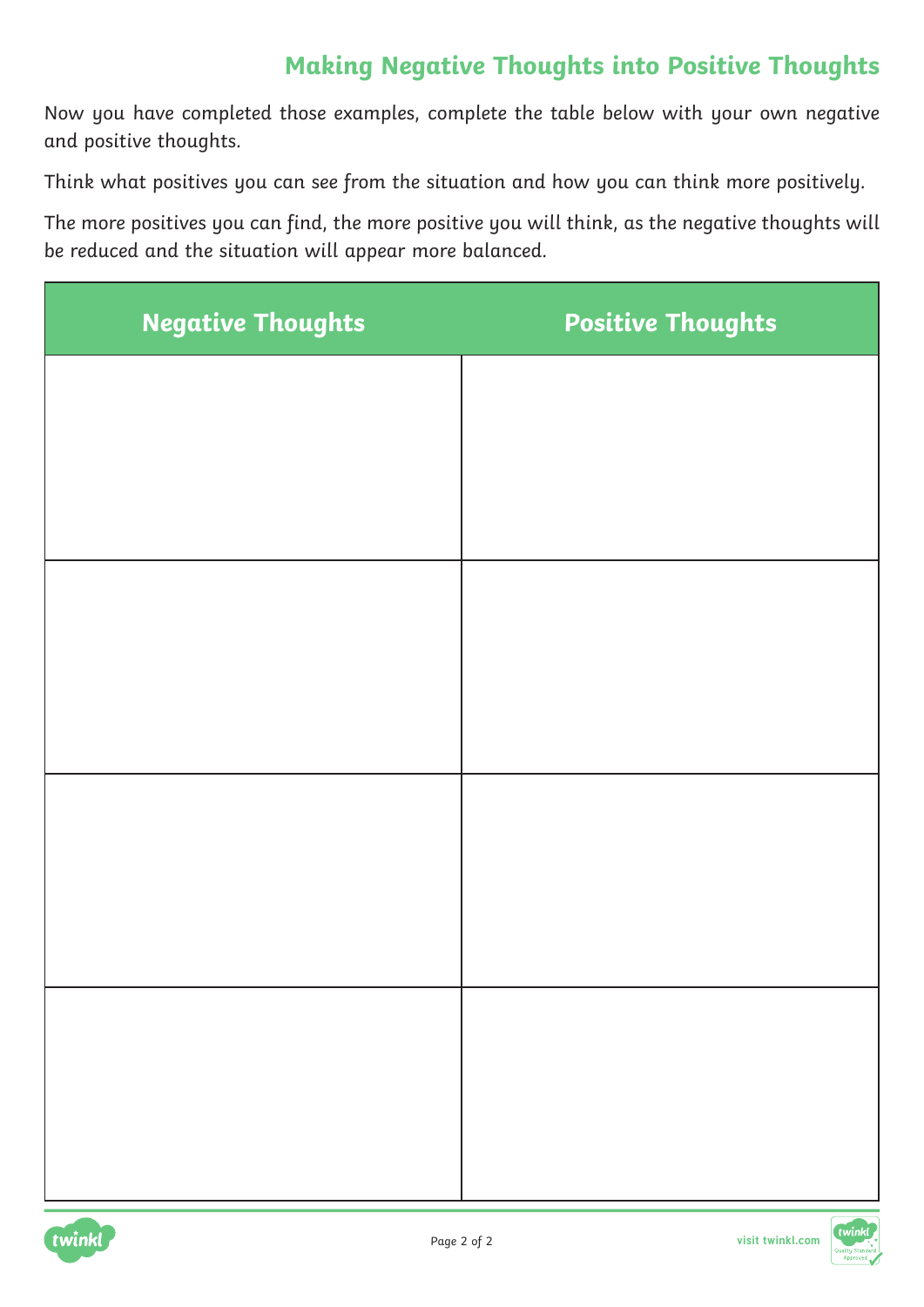# Making Negative Thoughts into Positive Thoughts

Now you have completed those examples, complete the table below with your own negative and positive thoughts.

Think what positives you can see from the situation and how you can think more positively.

The more positives you can find, the more positive you will think, as the negative thoughts will be reduced and the situation will appear more balanced.

| Negative Thoughts | Positive Thoughts |
| --- | --- |
| | |
| | |
| | |
| | |